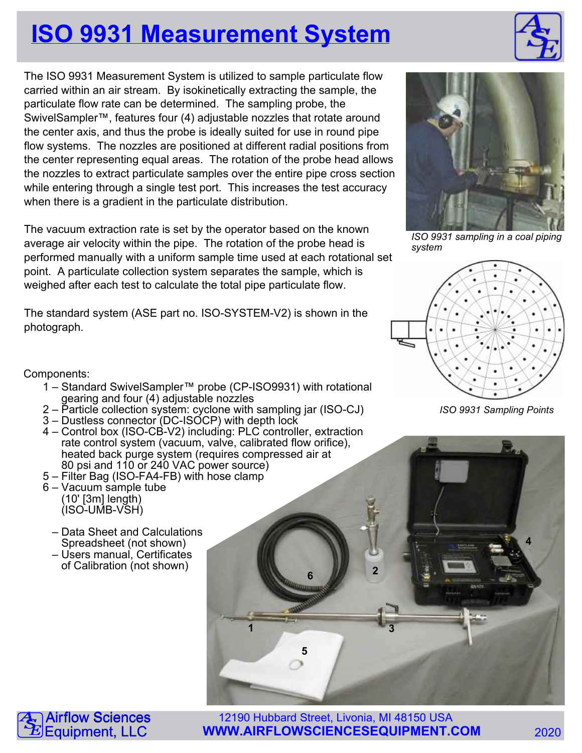# ISO 9931 Measurement System

The ISO 9931 Measurement System is utilized to sample particulate flow carried within an air stream. By isokinetically extracting the sample, the particulate flow rate can be determined. The sampling probe, the SwivelSampler™, features four (4) adjustable nozzles that rotate around the center axis, and thus the probe is ideally suited for use in round pipe flow systems. The nozzles are positioned at different radial positions from the center representing equal areas. The rotation of the probe head allows the nozzles to extract particulate samples over the entire pipe cross section while entering through a single test port. This increases the test accuracy when there is a gradient in the particulate distribution.

The vacuum extraction rate is set by the operator based on the known average air velocity within the pipe. The rotation of the probe head is performed manually with a uniform sample time used at each rotational set point. A particulate collection system separates the sample, which is weighed after each test to calculate the total pipe particulate flow.

The standard system (ASE part no. ISO-SYSTEM-V2) is shown in the photograph.

*ISO 9931 sampling in a coal piping system*

*ISO 9931 Sampling Points*

Components:

1 – Standard SwivelSampler™ probe (CP-ISO9931) with rotational gearing and four (4) adjustable nozzles
2 – Particle collection system: cyclone with sampling jar (ISO-CJ)
3 – Dustless connector (DC-ISOCP) with depth lock
4 – Control box (ISO-CB-V2) including: PLC controller, extraction rate control system (vacuum, valve, calibrated flow orifice), heated back purge system (requires compressed air at 80 psi and 110 or 240 VAC power source)
5 – Filter Bag (ISO-FA4-FB) with hose clamp
6 – Vacuum sample tube (10' [3m] length) (ISO-UMB-VSH)

– Data Sheet and Calculations Spreadsheet (not shown)
– Users manual, Certificates of Calibration (not shown)

Airflow Sciences Equipment, LLC
12190 Hubbard Street, Livonia, MI 48150 USA
WWW.AIRFLOWSCIENCESEQUIPMENT.COM
2020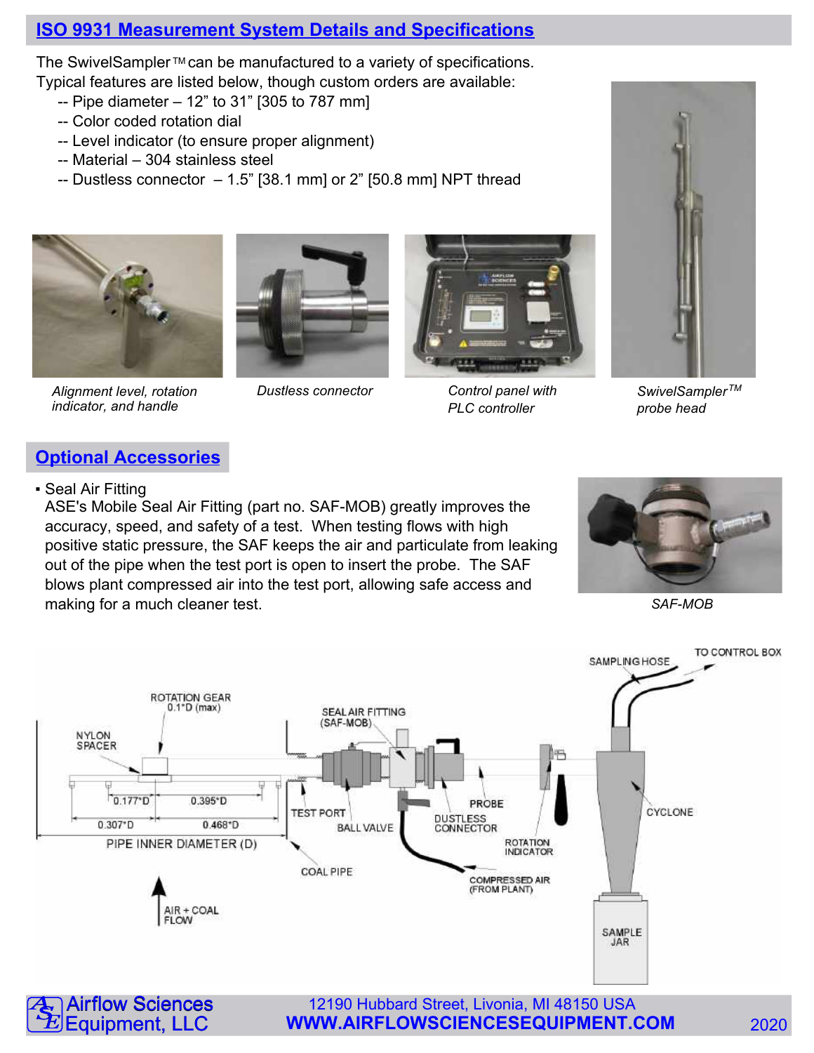## ISO 9931 Measurement System Details and Specifications

The SwivelSampler™ can be manufactured to a variety of specifications. Typical features are listed below, though custom orders are available:

- -- Pipe diameter – 12” to 31” [305 to 787 mm]
- -- Color coded rotation dial
- -- Level indicator (to ensure proper alignment)
- -- Material – 304 stainless steel
- -- Dustless connector – 1.5” [38.1 mm] or 2” [50.8 mm] NPT thread

*Alignment level, rotation indicator, and handle*

*Dustless connector*

*Control panel with PLC controller*

*SwivelSampler™ probe head*

## Optional Accessories

- Seal Air Fitting
  ASE's Mobile Seal Air Fitting (part no. SAF-MOB) greatly improves the accuracy, speed, and safety of a test. When testing flows with high positive static pressure, the SAF keeps the air and particulate from leaking out of the pipe when the test port is open to insert the probe. The SAF blows plant compressed air into the test port, allowing safe access and making for a much cleaner test.

*SAF-MOB*

ROTATION GEAR
0.1"D (max)
NYLON SPACER
0.177"D
0.395"D
0.307"D
0.468"D
PIPE INNER DIAMETER (D)
AIR + COAL FLOW
SEAL AIR FITTING (SAF-MOB)
TEST PORT
BALL VALVE
COAL PIPE
DUSTLESS CONNECTOR
PROBE
ROTATION INDICATOR
COMPRESSED AIR (FROM PLANT)
SAMPLING HOSE
TO CONTROL BOX
CYCLONE
SAMPLE JAR

Airflow Sciences Equipment, LLC
12190 Hubbard Street, Livonia, MI 48150 USA
WWW.AIRFLOWSCIENCESEQUIPMENT.COM
2020